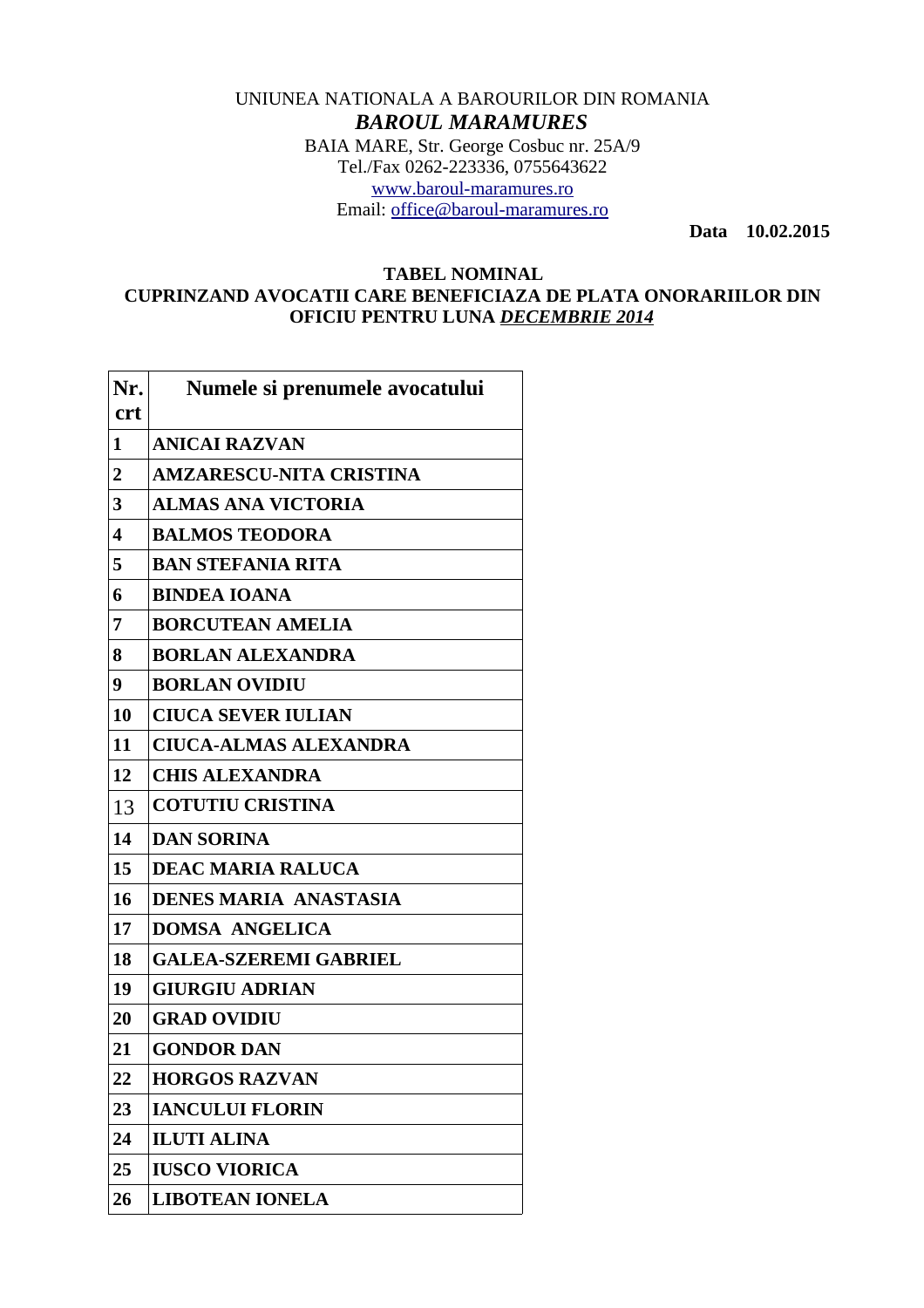UNIUNEA NATIONALA A BAROURILOR DIN ROMANIA

***BAROUL MARAMURES***

BAIA MARE, Str. George Cosbuc nr. 25A/9
Tel./Fax 0262-223336, 0755643622
www.baroul-maramures.ro
Email: office@baroul-maramures.ro

**Data 10.02.2015**

**TABEL NOMINAL**
**CUPRINZAND AVOCATII CARE BENEFICIAZA DE PLATA ONORARIILOR DIN OFICIU PENTRU LUNA *DECEMBRIE 2014***

| Nr. crt | Numele si prenumele avocatului |
|---|---|
| 1 | ANICAI RAZVAN |
| 2 | AMZARESCU-NITA CRISTINA |
| 3 | ALMAS ANA VICTORIA |
| 4 | BALMOS TEODORA |
| 5 | BAN STEFANIA RITA |
| 6 | BINDEA IOANA |
| 7 | BORCUTEAN AMELIA |
| 8 | BORLAN ALEXANDRA |
| 9 | BORLAN OVIDIU |
| 10 | CIUCA SEVER IULIAN |
| 11 | CIUCA-ALMAS ALEXANDRA |
| 12 | CHIS ALEXANDRA |
| 13 | COTUTIU CRISTINA |
| 14 | DAN SORINA |
| 15 | DEAC MARIA RALUCA |
| 16 | DENES MARIA ANASTASIA |
| 17 | DOMSA ANGELICA |
| 18 | GALEA-SZEREMI GABRIEL |
| 19 | GIURGIU ADRIAN |
| 20 | GRAD OVIDIU |
| 21 | GONDOR DAN |
| 22 | HORGOS RAZVAN |
| 23 | IANCULUI FLORIN |
| 24 | ILUTI ALINA |
| 25 | IUSCO VIORICA |
| 26 | LIBOTEAN IONELA |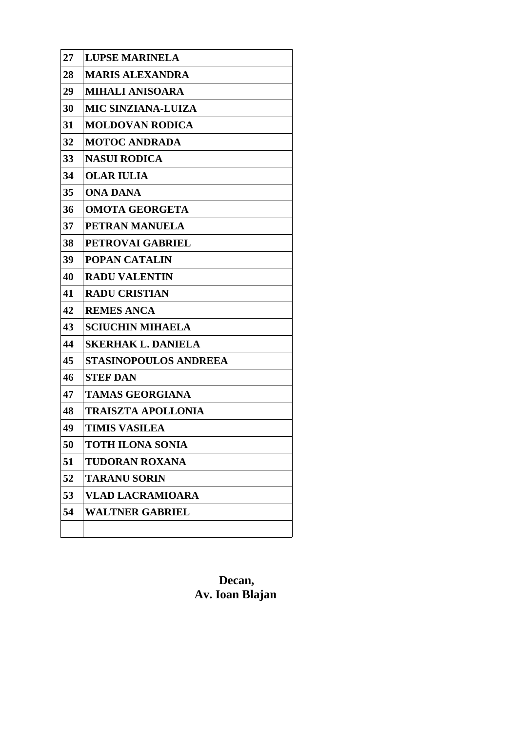| | |
|---|---|
| 27 | LUPSE MARINELA |
| 28 | MARIS ALEXANDRA |
| 29 | MIHALI ANISOARA |
| 30 | MIC SINZIANA-LUIZA |
| 31 | MOLDOVAN RODICA |
| 32 | MOTOC ANDRADA |
| 33 | NASUI RODICA |
| 34 | OLAR IULIA |
| 35 | ONA DANA |
| 36 | OMOTA GEORGETA |
| 37 | PETRAN MANUELA |
| 38 | PETROVAI GABRIEL |
| 39 | POPAN CATALIN |
| 40 | RADU VALENTIN |
| 41 | RADU CRISTIAN |
| 42 | REMES ANCA |
| 43 | SCIUCHIN MIHAELA |
| 44 | SKERHAK L. DANIELA |
| 45 | STASINOPOULOS ANDREEA |
| 46 | STEF DAN |
| 47 | TAMAS GEORGIANA |
| 48 | TRAISZTA APOLLONIA |
| 49 | TIMIS VASILEA |
| 50 | TOTH ILONA SONIA |
| 51 | TUDORAN ROXANA |
| 52 | TARANU SORIN |
| 53 | VLAD LACRAMIOARA |
| 54 | WALTNER GABRIEL |
| | |

**Decan,**
**Av. Ioan Blajan**